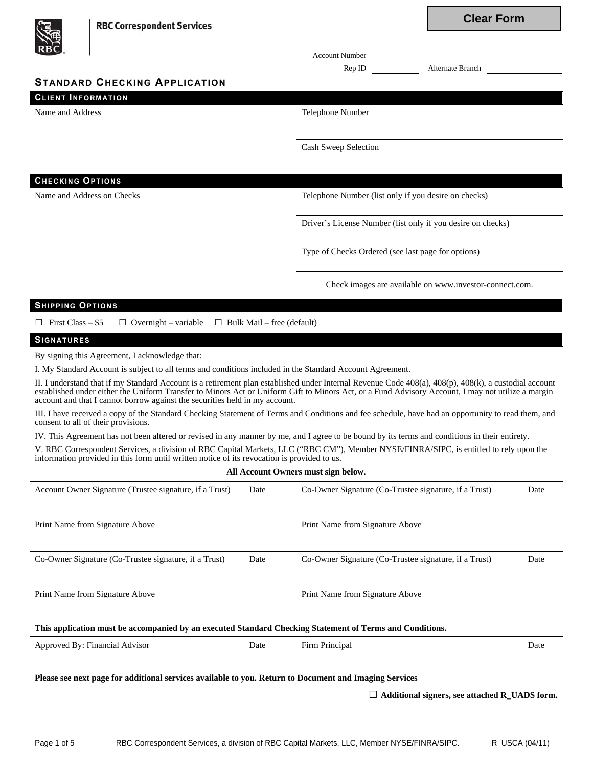RBC Correspondent Services

Clear Form

Account Number ______________________

Rep ID ____________ Alternate Branch ____________

# STANDARD CHECKING APPLICATION

## CLIENT INFORMATION

| Name and Address | Telephone Number |
|---|---|
| | Cash Sweep Selection |

## CHECKING OPTIONS

| Name and Address on Checks | Telephone Number (list only if you desire on checks) |
|---|---|
| | Driver's License Number (list only if you desire on checks) |
| | Type of Checks Ordered (see last page for options) |
| | Check images are available on www.investor-connect.com. |

## SHIPPING OPTIONS

☐ First Class – $5 ☐ Overnight – variable ☐ Bulk Mail – free (default)

## SIGNATURES

By signing this Agreement, I acknowledge that:

I. My Standard Account is subject to all terms and conditions included in the Standard Account Agreement.

II. I understand that if my Standard Account is a retirement plan established under Internal Revenue Code 408(a), 408(p), 408(k), a custodial account established under either the Uniform Transfer to Minors Act or Uniform Gift to Minors Act, or a Fund Advisory Account, I may not utilize a margin account and that I cannot borrow against the securities held in my account.

III. I have received a copy of the Standard Checking Statement of Terms and Conditions and fee schedule, have had an opportunity to read them, and consent to all of their provisions.

IV. This Agreement has not been altered or revised in any manner by me, and I agree to be bound by its terms and conditions in their entirety.

V. RBC Correspondent Services, a division of RBC Capital Markets, LLC ("RBC CM"), Member NYSE/FINRA/SIPC, is entitled to rely upon the information provided in this form until written notice of its revocation is provided to us.

**All Account Owners must sign below**.

| Account Owner Signature (Trustee signature, if a Trust) Date | Co-Owner Signature (Co-Trustee signature, if a Trust) Date |
|---|---|
| Print Name from Signature Above | Print Name from Signature Above |
| Co-Owner Signature (Co-Trustee signature, if a Trust) Date | Co-Owner Signature (Co-Trustee signature, if a Trust) Date |
| Print Name from Signature Above | Print Name from Signature Above |

**This application must be accompanied by an executed Standard Checking Statement of Terms and Conditions.**

| Approved By: Financial Advisor Date | Firm Principal Date |
|---|---|

**Please see next page for additional services available to you. Return to Document and Imaging Services**

☐ **Additional signers, see attached R_UADS form.**

R_USCA (04/11)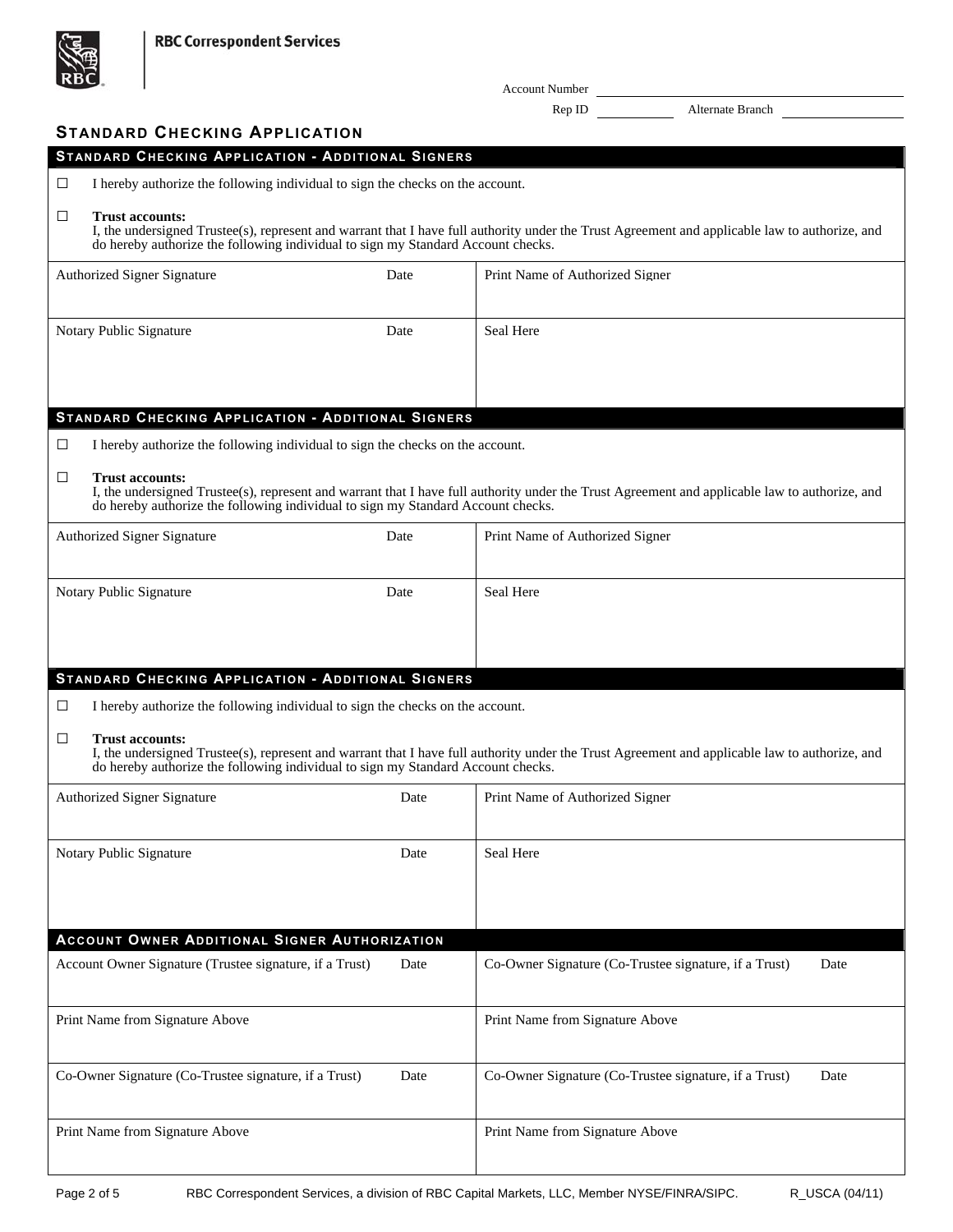Account Number \_\_\_\_\_\_\_\_\_\_\_\_\_\_\_\_\_\_\_\_

Rep ID \_\_\_\_\_\_\_\_\_\_ Alternate Branch \_\_\_\_\_\_\_\_\_\_

# STANDARD CHECKING APPLICATION

## STANDARD CHECKING APPLICATION - ADDITIONAL SIGNERS

☐ I hereby authorize the following individual to sign the checks on the account.

☐ **Trust accounts:**
I, the undersigned Trustee(s), represent and warrant that I have full authority under the Trust Agreement and applicable law to authorize, and do hereby authorize the following individual to sign my Standard Account checks.

| Authorized Signer Signature | Date | Print Name of Authorized Signer |
|---|---|---|
| Notary Public Signature | Date | Seal Here |

## STANDARD CHECKING APPLICATION - ADDITIONAL SIGNERS

☐ I hereby authorize the following individual to sign the checks on the account.

☐ **Trust accounts:**
I, the undersigned Trustee(s), represent and warrant that I have full authority under the Trust Agreement and applicable law to authorize, and do hereby authorize the following individual to sign my Standard Account checks.

| Authorized Signer Signature | Date | Print Name of Authorized Signer |
|---|---|---|
| Notary Public Signature | Date | Seal Here |

## STANDARD CHECKING APPLICATION - ADDITIONAL SIGNERS

☐ I hereby authorize the following individual to sign the checks on the account.

☐ **Trust accounts:**
I, the undersigned Trustee(s), represent and warrant that I have full authority under the Trust Agreement and applicable law to authorize, and do hereby authorize the following individual to sign my Standard Account checks.

| Authorized Signer Signature | Date | Print Name of Authorized Signer |
|---|---|---|
| Notary Public Signature | Date | Seal Here |

## ACCOUNT OWNER ADDITIONAL SIGNER AUTHORIZATION

| Account Owner Signature (Trustee signature, if a Trust) | Date | Co-Owner Signature (Co-Trustee signature, if a Trust) | Date |
|---|---|---|---|
| Print Name from Signature Above | | Print Name from Signature Above | |
| Co-Owner Signature (Co-Trustee signature, if a Trust) | Date | Co-Owner Signature (Co-Trustee signature, if a Trust) | Date |
| Print Name from Signature Above | | Print Name from Signature Above | |

RBC Correspondent Services, a division of RBC Capital Markets, LLC, Member NYSE/FINRA/SIPC. R_USCA (04/11)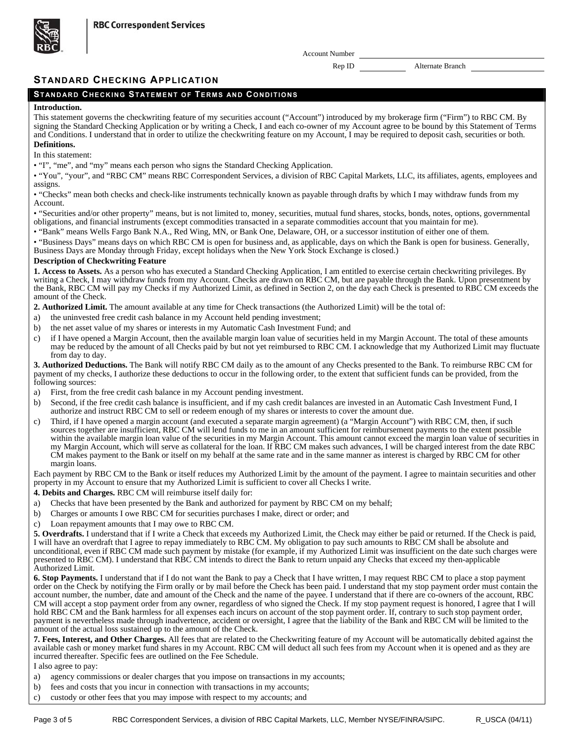RBC Correspondent Services

Account Number ____________________

Rep ID __________ Alternate Branch __________

# STANDARD CHECKING APPLICATION

## STANDARD CHECKING STATEMENT OF TERMS AND CONDITIONS

**Introduction.**

This statement governs the checkwriting feature of my securities account ("Account") introduced by my brokerage firm ("Firm") to RBC CM. By signing the Standard Checking Application or by writing a Check, I and each co-owner of my Account agree to be bound by this Statement of Terms and Conditions. I understand that in order to utilize the checkwriting feature on my Account, I may be required to deposit cash, securities or both.

**Definitions.**

In this statement:

- "I", "me", and "my" means each person who signs the Standard Checking Application.
- "You", "your", and "RBC CM" means RBC Correspondent Services, a division of RBC Capital Markets, LLC, its affiliates, agents, employees and assigns.
- "Checks" mean both checks and check-like instruments technically known as payable through drafts by which I may withdraw funds from my Account.
- "Securities and/or other property" means, but is not limited to, money, securities, mutual fund shares, stocks, bonds, notes, options, governmental obligations, and financial instruments (except commodities transacted in a separate commodities account that you maintain for me).
- "Bank" means Wells Fargo Bank N.A., Red Wing, MN, or Bank One, Delaware, OH, or a successor institution of either one of them.
- "Business Days" means days on which RBC CM is open for business and, as applicable, days on which the Bank is open for business. Generally, Business Days are Monday through Friday, except holidays when the New York Stock Exchange is closed.)

**Description of Checkwriting Feature**

**1. Access to Assets.** As a person who has executed a Standard Checking Application, I am entitled to exercise certain checkwriting privileges. By writing a Check, I may withdraw funds from my Account. Checks are drawn on RBC CM, but are payable through the Bank. Upon presentment by the Bank, RBC CM will pay my Checks if my Authorized Limit, as defined in Section 2, on the day each Check is presented to RBC CM exceeds the amount of the Check.

**2. Authorized Limit.** The amount available at any time for Check transactions (the Authorized Limit) will be the total of:

a) the uninvested free credit cash balance in my Account held pending investment;

b) the net asset value of my shares or interests in my Automatic Cash Investment Fund; and

c) if I have opened a Margin Account, then the available margin loan value of securities held in my Margin Account. The total of these amounts may be reduced by the amount of all Checks paid by but not yet reimbursed to RBC CM. I acknowledge that my Authorized Limit may fluctuate from day to day.

**3. Authorized Deductions.** The Bank will notify RBC CM daily as to the amount of any Checks presented to the Bank. To reimburse RBC CM for payment of my checks, I authorize these deductions to occur in the following order, to the extent that sufficient funds can be provided, from the following sources:

a) First, from the free credit cash balance in my Account pending investment.

b) Second, if the free credit cash balance is insufficient, and if my cash credit balances are invested in an Automatic Cash Investment Fund, I authorize and instruct RBC CM to sell or redeem enough of my shares or interests to cover the amount due.

c) Third, if I have opened a margin account (and executed a separate margin agreement) (a "Margin Account") with RBC CM, then, if such sources together are insufficient, RBC CM will lend funds to me in an amount sufficient for reimbursement payments to the extent possible within the available margin loan value of the securities in my Margin Account. This amount cannot exceed the margin loan value of securities in my Margin Account, which will serve as collateral for the loan. If RBC CM makes such advances, I will be charged interest from the date RBC CM makes payment to the Bank or itself on my behalf at the same rate and in the same manner as interest is charged by RBC CM for other margin loans.

Each payment by RBC CM to the Bank or itself reduces my Authorized Limit by the amount of the payment. I agree to maintain securities and other property in my Account to ensure that my Authorized Limit is sufficient to cover all Checks I write.

**4. Debits and Charges.** RBC CM will reimburse itself daily for:

a) Checks that have been presented by the Bank and authorized for payment by RBC CM on my behalf;

b) Charges or amounts I owe RBC CM for securities purchases I make, direct or order; and

c) Loan repayment amounts that I may owe to RBC CM.

**5. Overdrafts.** I understand that if I write a Check that exceeds my Authorized Limit, the Check may either be paid or returned. If the Check is paid, I will have an overdraft that I agree to repay immediately to RBC CM. My obligation to pay such amounts to RBC CM shall be absolute and unconditional, even if RBC CM made such payment by mistake (for example, if my Authorized Limit was insufficient on the date such charges were presented to RBC CM). I understand that RBC CM intends to direct the Bank to return unpaid any Checks that exceed my then-applicable Authorized Limit.

**6. Stop Payments.** I understand that if I do not want the Bank to pay a Check that I have written, I may request RBC CM to place a stop payment order on the Check by notifying the Firm orally or by mail before the Check has been paid. I understand that my stop payment order must contain the account number, the number, date and amount of the Check and the name of the payee. I understand that if there are co-owners of the account, RBC CM will accept a stop payment order from any owner, regardless of who signed the Check. If my stop payment request is honored, I agree that I will hold RBC CM and the Bank harmless for all expenses each incurs on account of the stop payment order. If, contrary to such stop payment order, payment is nevertheless made through inadvertence, accident or oversight, I agree that the liability of the Bank and RBC CM will be limited to the amount of the actual loss sustained up to the amount of the Check.

**7. Fees, Interest, and Other Charges.** All fees that are related to the Checkwriting feature of my Account will be automatically debited against the available cash or money market fund shares in my Account. RBC CM will deduct all such fees from my Account when it is opened and as they are incurred thereafter. Specific fees are outlined on the Fee Schedule.

I also agree to pay:

a) agency commissions or dealer charges that you impose on transactions in my accounts;

b) fees and costs that you incur in connection with transactions in my accounts;

c) custody or other fees that you may impose with respect to my accounts; and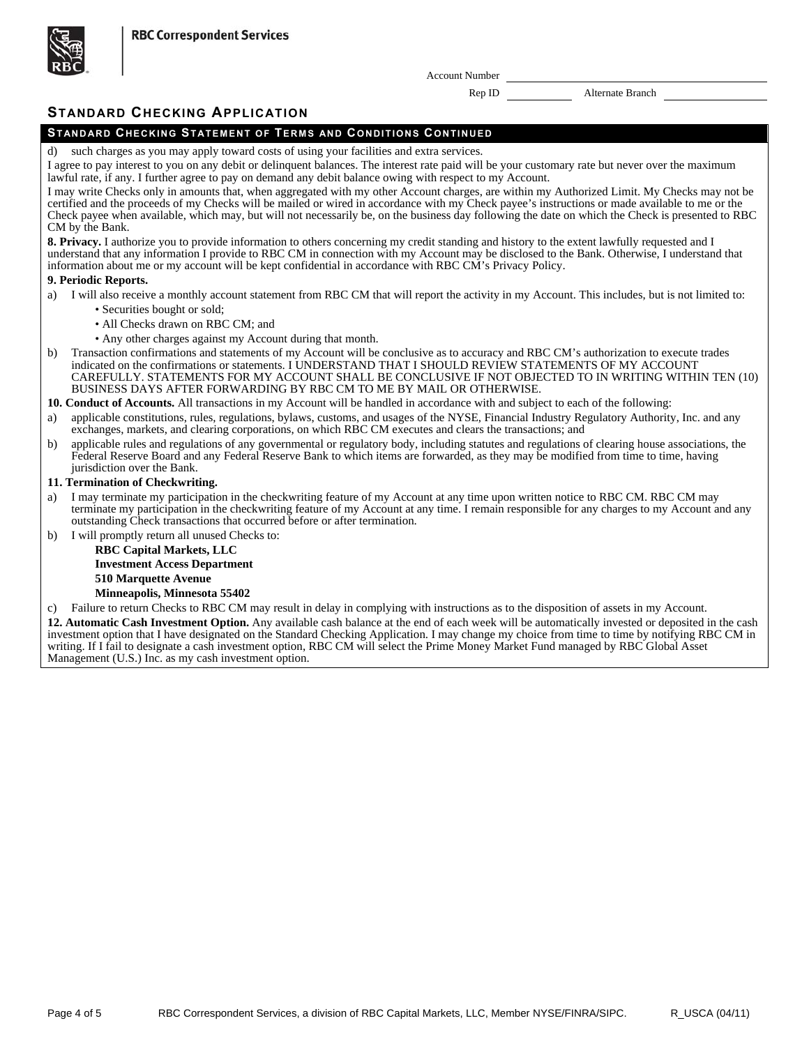Account Number \_\_\_\_\_\_\_\_\_\_\_\_\_\_\_\_\_\_\_\_

Rep ID \_\_\_\_\_\_\_\_\_\_ Alternate Branch \_\_\_\_\_\_\_\_\_\_

## STANDARD CHECKING APPLICATION

### STANDARD CHECKING STATEMENT OF TERMS AND CONDITIONS CONTINUED

d) such charges as you may apply toward costs of using your facilities and extra services.

I agree to pay interest to you on any debit or delinquent balances. The interest rate paid will be your customary rate but never over the maximum lawful rate, if any. I further agree to pay on demand any debit balance owing with respect to my Account.

I may write Checks only in amounts that, when aggregated with my other Account charges, are within my Authorized Limit. My Checks may not be certified and the proceeds of my Checks will be mailed or wired in accordance with my Check payee's instructions or made available to me or the Check payee when available, which may, but will not necessarily be, on the business day following the date on which the Check is presented to RBC CM by the Bank.

**8. Privacy.** I authorize you to provide information to others concerning my credit standing and history to the extent lawfully requested and I understand that any information I provide to RBC CM in connection with my Account may be disclosed to the Bank. Otherwise, I understand that information about me or my account will be kept confidential in accordance with RBC CM's Privacy Policy.

**9. Periodic Reports.**

a) I will also receive a monthly account statement from RBC CM that will report the activity in my Account. This includes, but is not limited to:
   - Securities bought or sold;
   - All Checks drawn on RBC CM; and
   - Any other charges against my Account during that month.

b) Transaction confirmations and statements of my Account will be conclusive as to accuracy and RBC CM's authorization to execute trades indicated on the confirmations or statements. I UNDERSTAND THAT I SHOULD REVIEW STATEMENTS OF MY ACCOUNT CAREFULLY. STATEMENTS FOR MY ACCOUNT SHALL BE CONCLUSIVE IF NOT OBJECTED TO IN WRITING WITHIN TEN (10) BUSINESS DAYS AFTER FORWARDING BY RBC CM TO ME BY MAIL OR OTHERWISE.

**10. Conduct of Accounts.** All transactions in my Account will be handled in accordance with and subject to each of the following:

a) applicable constitutions, rules, regulations, bylaws, customs, and usages of the NYSE, Financial Industry Regulatory Authority, Inc. and any exchanges, markets, and clearing corporations, on which RBC CM executes and clears the transactions; and

b) applicable rules and regulations of any governmental or regulatory body, including statutes and regulations of clearing house associations, the Federal Reserve Board and any Federal Reserve Bank to which items are forwarded, as they may be modified from time to time, having jurisdiction over the Bank.

**11. Termination of Checkwriting.**

a) I may terminate my participation in the checkwriting feature of my Account at any time upon written notice to RBC CM. RBC CM may terminate my participation in the checkwriting feature of my Account at any time. I remain responsible for any charges to my Account and any outstanding Check transactions that occurred before or after termination.

b) I will promptly return all unused Checks to:

   **RBC Capital Markets, LLC**
   **Investment Access Department**
   **510 Marquette Avenue**
   **Minneapolis, Minnesota 55402**

c) Failure to return Checks to RBC CM may result in delay in complying with instructions as to the disposition of assets in my Account.

**12. Automatic Cash Investment Option.** Any available cash balance at the end of each week will be automatically invested or deposited in the cash investment option that I have designated on the Standard Checking Application. I may change my choice from time to time by notifying RBC CM in writing. If I fail to designate a cash investment option, RBC CM will select the Prime Money Market Fund managed by RBC Global Asset Management (U.S.) Inc. as my cash investment option.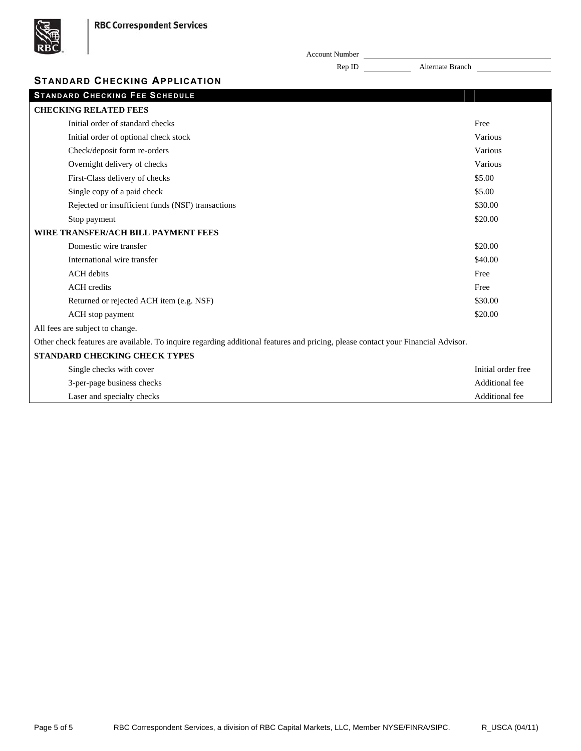RBC Correspondent Services

Account Number \_\_\_\_\_\_\_\_\_\_\_\_\_\_\_\_

Rep ID \_\_\_\_\_\_\_\_ Alternate Branch \_\_\_\_\_\_\_\_

## STANDARD CHECKING APPLICATION

| STANDARD CHECKING FEE SCHEDULE | |
|---|---|
| **CHECKING RELATED FEES** | |
| Initial order of standard checks | Free |
| Initial order of optional check stock | Various |
| Check/deposit form re-orders | Various |
| Overnight delivery of checks | Various |
| First-Class delivery of checks | $5.00 |
| Single copy of a paid check | $5.00 |
| Rejected or insufficient funds (NSF) transactions | $30.00 |
| Stop payment | $20.00 |
| **WIRE TRANSFER/ACH BILL PAYMENT FEES** | |
| Domestic wire transfer | $20.00 |
| International wire transfer | $40.00 |
| ACH debits | Free |
| ACH credits | Free |
| Returned or rejected ACH item (e.g. NSF) | $30.00 |
| ACH stop payment | $20.00 |
| All fees are subject to change. | |
| Other check features are available. To inquire regarding additional features and pricing, please contact your Financial Advisor. | |
| **STANDARD CHECKING CHECK TYPES** | |
| Single checks with cover | Initial order free |
| 3-per-page business checks | Additional fee |
| Laser and specialty checks | Additional fee |

RBC Correspondent Services, a division of RBC Capital Markets, LLC, Member NYSE/FINRA/SIPC.

R_USCA (04/11)